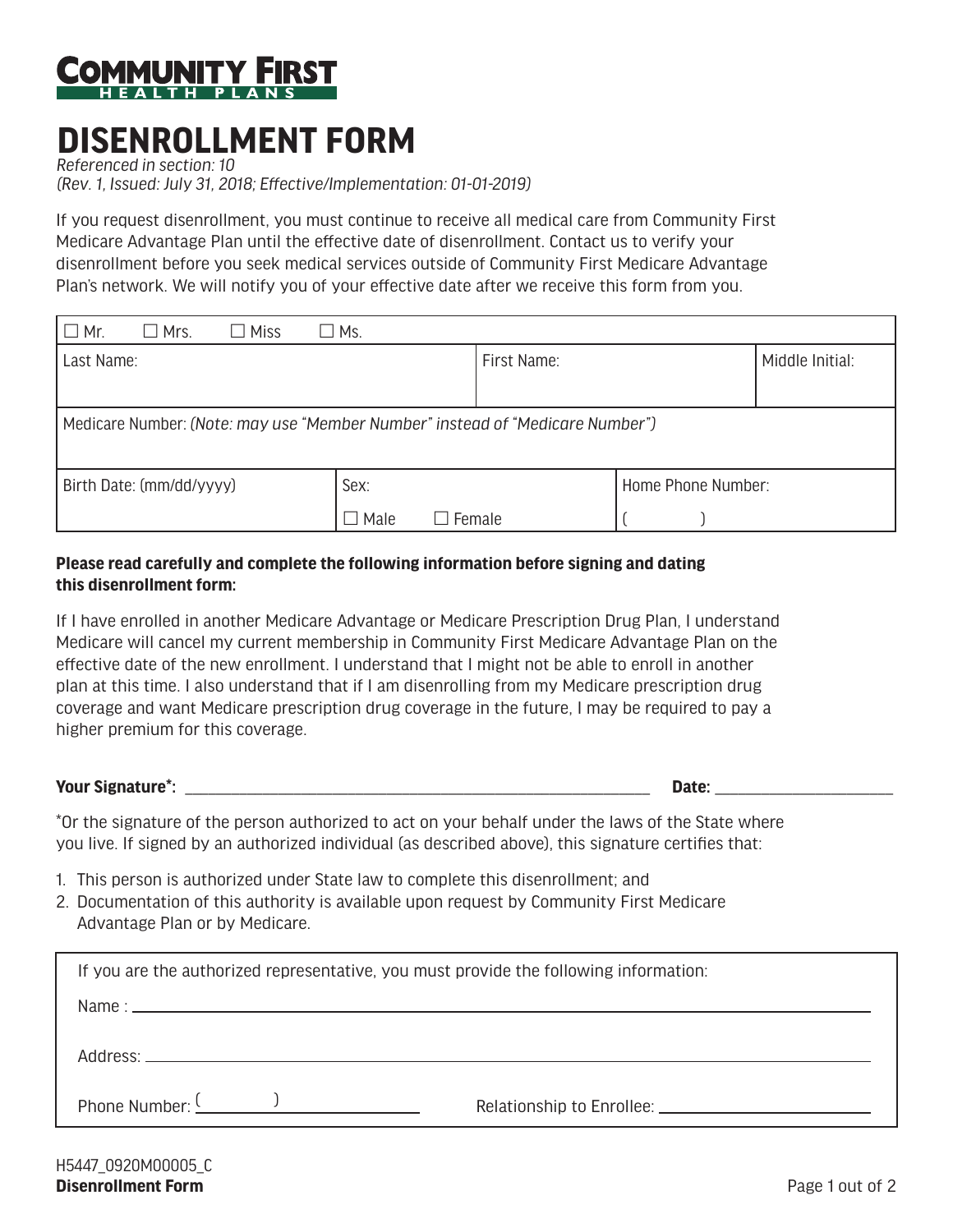**COMMUNITY FIRST**
**HEALTH PLANS**

# DISENROLLMENT FORM

*Referenced in section: 10*
*(Rev. 1, Issued: July 31, 2018; Effective/Implementation: 01-01-2019)*

If you request disenrollment, you must continue to receive all medical care from Community First Medicare Advantage Plan until the effective date of disenrollment. Contact us to verify your disenrollment before you seek medical services outside of Community First Medicare Advantage Plan's network. We will notify you of your effective date after we receive this form from you.

| ☐ Mr. ☐ Mrs. ☐ Miss ☐ Ms. | | |
|---|---|---|
| Last Name: | First Name: | Middle Initial: |
| Medicare Number: *(Note: may use "Member Number" instead of "Medicare Number")* | | |
| Birth Date: (mm/dd/yyyy) | Sex: ☐ Male ☐ Female | Home Phone Number: ( ) |

**Please read carefully and complete the following information before signing and dating this disenrollment form:**

If I have enrolled in another Medicare Advantage or Medicare Prescription Drug Plan, I understand Medicare will cancel my current membership in Community First Medicare Advantage Plan on the effective date of the new enrollment. I understand that I might not be able to enroll in another plan at this time. I also understand that if I am disenrolling from my Medicare prescription drug coverage and want Medicare prescription drug coverage in the future, I may be required to pay a higher premium for this coverage.

**Your Signature*:** ______________________________ **Date:** ______________

*Or the signature of the person authorized to act on your behalf under the laws of the State where you live. If signed by an authorized individual (as described above), this signature certifies that:

1. This person is authorized under State law to complete this disenrollment; and
2. Documentation of this authority is available upon request by Community First Medicare Advantage Plan or by Medicare.

If you are the authorized representative, you must provide the following information:

Name : ______________________________

Address: ______________________________

Phone Number: ( ) ______________ Relationship to Enrollee: ______________

H5447_0920M00005_C
**Disenrollment Form**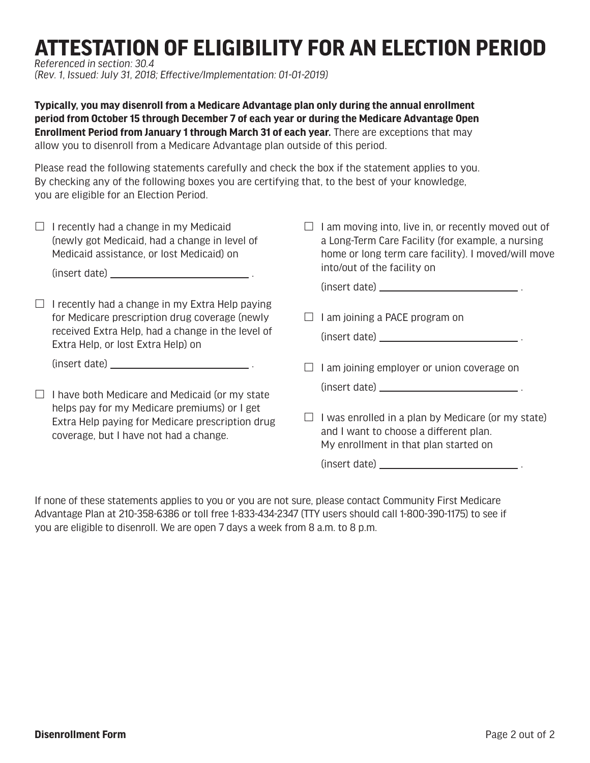# ATTESTATION OF ELIGIBILITY FOR AN ELECTION PERIOD

*Referenced in section: 30.4*
*(Rev. 1, Issued: July 31, 2018; Effective/Implementation: 01-01-2019)*

**Typically, you may disenroll from a Medicare Advantage plan only during the annual enrollment period from October 15 through December 7 of each year or during the Medicare Advantage Open Enrollment Period from January 1 through March 31 of each year.** There are exceptions that may allow you to disenroll from a Medicare Advantage plan outside of this period.

Please read the following statements carefully and check the box if the statement applies to you. By checking any of the following boxes you are certifying that, to the best of your knowledge, you are eligible for an Election Period.

- ☐ I recently had a change in my Medicaid (newly got Medicaid, had a change in level of Medicaid assistance, or lost Medicaid) on

  (insert date) ______________________ .

- ☐ I recently had a change in my Extra Help paying for Medicare prescription drug coverage (newly received Extra Help, had a change in the level of Extra Help, or lost Extra Help) on

  (insert date) ______________________ .

- ☐ I have both Medicare and Medicaid (or my state helps pay for my Medicare premiums) or I get Extra Help paying for Medicare prescription drug coverage, but I have not had a change.

- ☐ I am moving into, live in, or recently moved out of a Long-Term Care Facility (for example, a nursing home or long term care facility). I moved/will move into/out of the facility on

  (insert date) ______________________ .

- ☐ I am joining a PACE program on

  (insert date) ______________________ .

- ☐ I am joining employer or union coverage on

  (insert date) ______________________ .

- ☐ I was enrolled in a plan by Medicare (or my state) and I want to choose a different plan. My enrollment in that plan started on

  (insert date) ______________________ .

If none of these statements applies to you or you are not sure, please contact Community First Medicare Advantage Plan at 210-358-6386 or toll free 1-833-434-2347 (TTY users should call 1-800-390-1175) to see if you are eligible to disenroll. We are open 7 days a week from 8 a.m. to 8 p.m.

**Disenrollment Form**